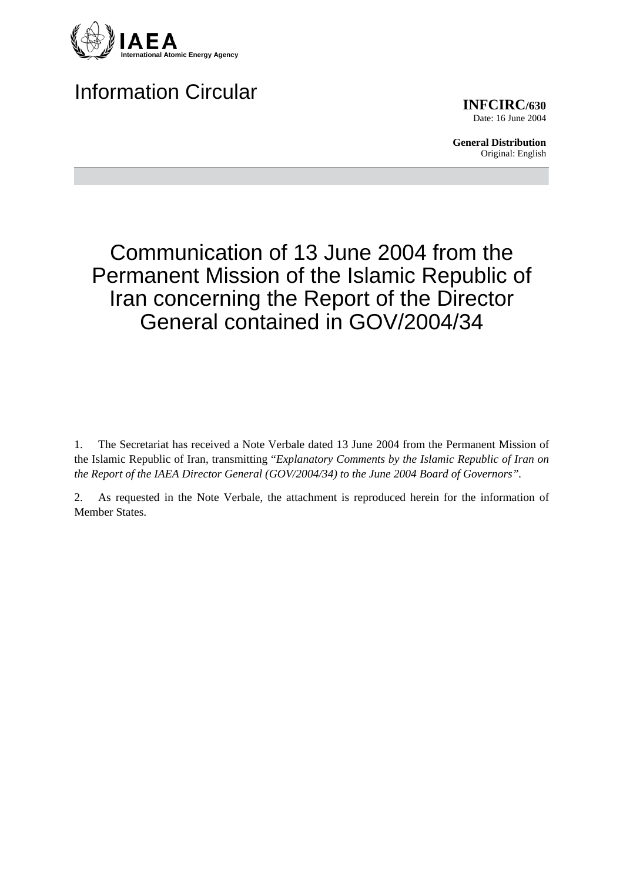IAEA
International Atomic Energy Agency

# Information Circular

**INFCIRC/630**
Date: 16 June 2004

**General Distribution**
Original: English

## Communication of 13 June 2004 from the Permanent Mission of the Islamic Republic of Iran concerning the Report of the Director General contained in GOV/2004/34

1. The Secretariat has received a Note Verbale dated 13 June 2004 from the Permanent Mission of the Islamic Republic of Iran, transmitting "*Explanatory Comments by the Islamic Republic of Iran on the Report of the IAEA Director General (GOV/2004/34) to the June 2004 Board of Governors*".

2. As requested in the Note Verbale, the attachment is reproduced herein for the information of Member States.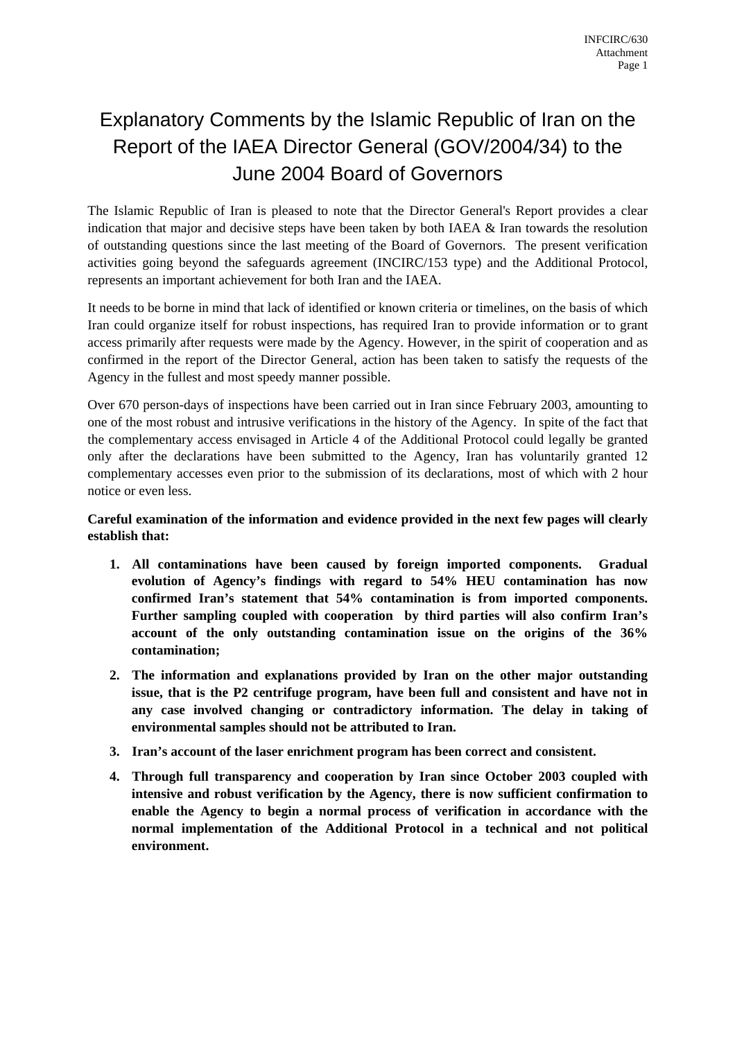# Explanatory Comments by the Islamic Republic of Iran on the Report of the IAEA Director General (GOV/2004/34) to the June 2004 Board of Governors

The Islamic Republic of Iran is pleased to note that the Director General's Report provides a clear indication that major and decisive steps have been taken by both IAEA & Iran towards the resolution of outstanding questions since the last meeting of the Board of Governors. The present verification activities going beyond the safeguards agreement (INCIRC/153 type) and the Additional Protocol, represents an important achievement for both Iran and the IAEA.

It needs to be borne in mind that lack of identified or known criteria or timelines, on the basis of which Iran could organize itself for robust inspections, has required Iran to provide information or to grant access primarily after requests were made by the Agency. However, in the spirit of cooperation and as confirmed in the report of the Director General, action has been taken to satisfy the requests of the Agency in the fullest and most speedy manner possible.

Over 670 person-days of inspections have been carried out in Iran since February 2003, amounting to one of the most robust and intrusive verifications in the history of the Agency. In spite of the fact that the complementary access envisaged in Article 4 of the Additional Protocol could legally be granted only after the declarations have been submitted to the Agency, Iran has voluntarily granted 12 complementary accesses even prior to the submission of its declarations, most of which with 2 hour notice or even less.

**Careful examination of the information and evidence provided in the next few pages will clearly establish that:**

1. **All contaminations have been caused by foreign imported components. Gradual evolution of Agency's findings with regard to 54% HEU contamination has now confirmed Iran's statement that 54% contamination is from imported components. Further sampling coupled with cooperation by third parties will also confirm Iran's account of the only outstanding contamination issue on the origins of the 36% contamination;**
2. **The information and explanations provided by Iran on the other major outstanding issue, that is the P2 centrifuge program, have been full and consistent and have not in any case involved changing or contradictory information. The delay in taking of environmental samples should not be attributed to Iran.**
3. **Iran's account of the laser enrichment program has been correct and consistent.**
4. **Through full transparency and cooperation by Iran since October 2003 coupled with intensive and robust verification by the Agency, there is now sufficient confirmation to enable the Agency to begin a normal process of verification in accordance with the normal implementation of the Additional Protocol in a technical and not political environment.**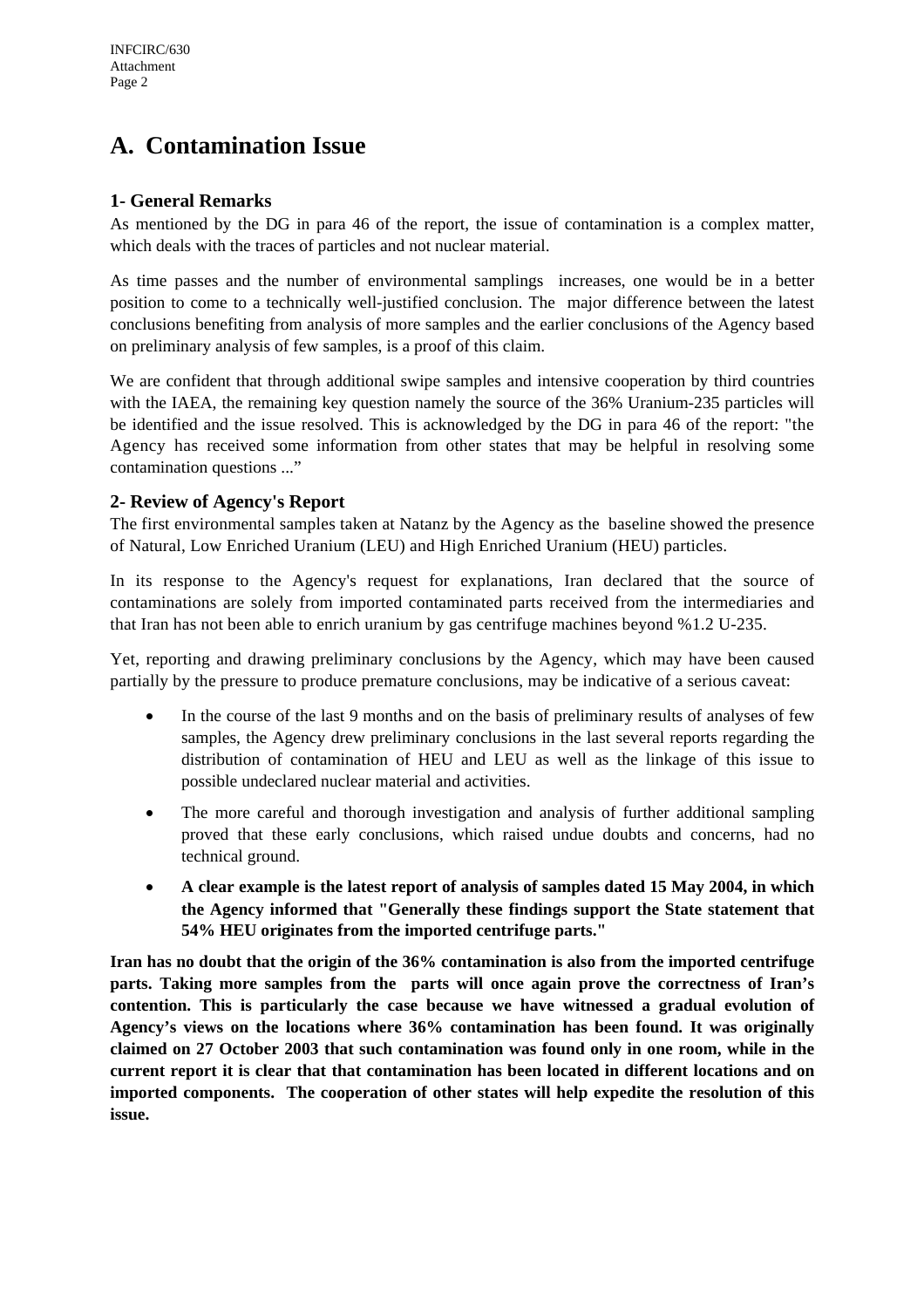# A. Contamination Issue

### 1- General Remarks

As mentioned by the DG in para 46 of the report, the issue of contamination is a complex matter, which deals with the traces of particles and not nuclear material.

As time passes and the number of environmental samplings increases, one would be in a better position to come to a technically well-justified conclusion. The major difference between the latest conclusions benefiting from analysis of more samples and the earlier conclusions of the Agency based on preliminary analysis of few samples, is a proof of this claim.

We are confident that through additional swipe samples and intensive cooperation by third countries with the IAEA, the remaining key question namely the source of the 36% Uranium-235 particles will be identified and the issue resolved. This is acknowledged by the DG in para 46 of the report: "the Agency has received some information from other states that may be helpful in resolving some contamination questions ..."

### 2- Review of Agency's Report

The first environmental samples taken at Natanz by the Agency as the baseline showed the presence of Natural, Low Enriched Uranium (LEU) and High Enriched Uranium (HEU) particles.

In its response to the Agency's request for explanations, Iran declared that the source of contaminations are solely from imported contaminated parts received from the intermediaries and that Iran has not been able to enrich uranium by gas centrifuge machines beyond %1.2 U-235.

Yet, reporting and drawing preliminary conclusions by the Agency, which may have been caused partially by the pressure to produce premature conclusions, may be indicative of a serious caveat:

- In the course of the last 9 months and on the basis of preliminary results of analyses of few samples, the Agency drew preliminary conclusions in the last several reports regarding the distribution of contamination of HEU and LEU as well as the linkage of this issue to possible undeclared nuclear material and activities.
- The more careful and thorough investigation and analysis of further additional sampling proved that these early conclusions, which raised undue doubts and concerns, had no technical ground.
- **A clear example is the latest report of analysis of samples dated 15 May 2004, in which the Agency informed that "Generally these findings support the State statement that 54% HEU originates from the imported centrifuge parts."**

**Iran has no doubt that the origin of the 36% contamination is also from the imported centrifuge parts. Taking more samples from the parts will once again prove the correctness of Iran's contention. This is particularly the case because we have witnessed a gradual evolution of Agency's views on the locations where 36% contamination has been found. It was originally claimed on 27 October 2003 that such contamination was found only in one room, while in the current report it is clear that that contamination has been located in different locations and on imported components. The cooperation of other states will help expedite the resolution of this issue.**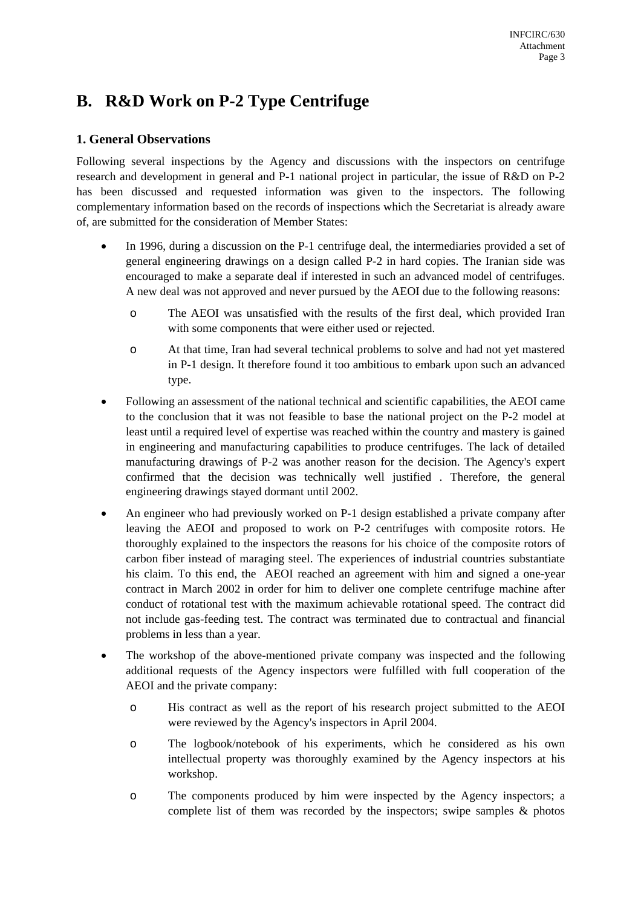# B. R&D Work on P-2 Type Centrifuge

### 1. General Observations

Following several inspections by the Agency and discussions with the inspectors on centrifuge research and development in general and P-1 national project in particular, the issue of R&D on P-2 has been discussed and requested information was given to the inspectors. The following complementary information based on the records of inspections which the Secretariat is already aware of, are submitted for the consideration of Member States:

- In 1996, during a discussion on the P-1 centrifuge deal, the intermediaries provided a set of general engineering drawings on a design called P-2 in hard copies. The Iranian side was encouraged to make a separate deal if interested in such an advanced model of centrifuges. A new deal was not approved and never pursued by the AEOI due to the following reasons:
  - o The AEOI was unsatisfied with the results of the first deal, which provided Iran with some components that were either used or rejected.
  - o At that time, Iran had several technical problems to solve and had not yet mastered in P-1 design. It therefore found it too ambitious to embark upon such an advanced type.
- Following an assessment of the national technical and scientific capabilities, the AEOI came to the conclusion that it was not feasible to base the national project on the P-2 model at least until a required level of expertise was reached within the country and mastery is gained in engineering and manufacturing capabilities to produce centrifuges. The lack of detailed manufacturing drawings of P-2 was another reason for the decision. The Agency's expert confirmed that the decision was technically well justified . Therefore, the general engineering drawings stayed dormant until 2002.
- An engineer who had previously worked on P-1 design established a private company after leaving the AEOI and proposed to work on P-2 centrifuges with composite rotors. He thoroughly explained to the inspectors the reasons for his choice of the composite rotors of carbon fiber instead of maraging steel. The experiences of industrial countries substantiate his claim. To this end, the AEOI reached an agreement with him and signed a one-year contract in March 2002 in order for him to deliver one complete centrifuge machine after conduct of rotational test with the maximum achievable rotational speed. The contract did not include gas-feeding test. The contract was terminated due to contractual and financial problems in less than a year.
- The workshop of the above-mentioned private company was inspected and the following additional requests of the Agency inspectors were fulfilled with full cooperation of the AEOI and the private company:
  - o His contract as well as the report of his research project submitted to the AEOI were reviewed by the Agency's inspectors in April 2004.
  - o The logbook/notebook of his experiments, which he considered as his own intellectual property was thoroughly examined by the Agency inspectors at his workshop.
  - o The components produced by him were inspected by the Agency inspectors; a complete list of them was recorded by the inspectors; swipe samples & photos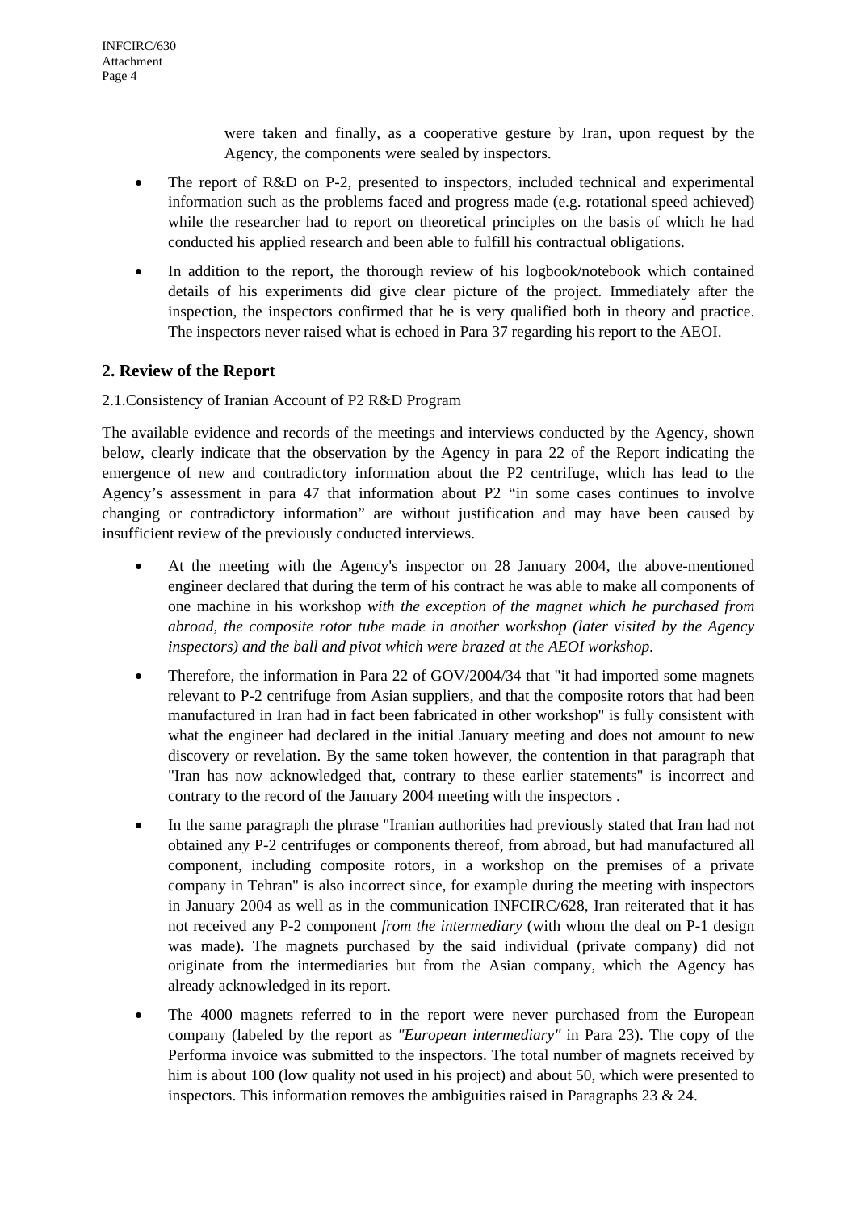were taken and finally, as a cooperative gesture by Iran, upon request by the Agency, the components were sealed by inspectors.

- The report of R&D on P-2, presented to inspectors, included technical and experimental information such as the problems faced and progress made (e.g. rotational speed achieved) while the researcher had to report on theoretical principles on the basis of which he had conducted his applied research and been able to fulfill his contractual obligations.
- In addition to the report, the thorough review of his logbook/notebook which contained details of his experiments did give clear picture of the project. Immediately after the inspection, the inspectors confirmed that he is very qualified both in theory and practice. The inspectors never raised what is echoed in Para 37 regarding his report to the AEOI.

## 2. Review of the Report

2.1.Consistency of Iranian Account of P2 R&D Program

The available evidence and records of the meetings and interviews conducted by the Agency, shown below, clearly indicate that the observation by the Agency in para 22 of the Report indicating the emergence of new and contradictory information about the P2 centrifuge, which has lead to the Agency's assessment in para 47 that information about P2 "in some cases continues to involve changing or contradictory information" are without justification and may have been caused by insufficient review of the previously conducted interviews.

- At the meeting with the Agency's inspector on 28 January 2004, the above-mentioned engineer declared that during the term of his contract he was able to make all components of one machine in his workshop *with the exception of the magnet which he purchased from abroad, the composite rotor tube made in another workshop (later visited by the Agency inspectors) and the ball and pivot which were brazed at the AEOI workshop.*
- Therefore, the information in Para 22 of GOV/2004/34 that "it had imported some magnets relevant to P-2 centrifuge from Asian suppliers, and that the composite rotors that had been manufactured in Iran had in fact been fabricated in other workshop" is fully consistent with what the engineer had declared in the initial January meeting and does not amount to new discovery or revelation. By the same token however, the contention in that paragraph that "Iran has now acknowledged that, contrary to these earlier statements" is incorrect and contrary to the record of the January 2004 meeting with the inspectors .
- In the same paragraph the phrase "Iranian authorities had previously stated that Iran had not obtained any P-2 centrifuges or components thereof, from abroad, but had manufactured all component, including composite rotors, in a workshop on the premises of a private company in Tehran" is also incorrect since, for example during the meeting with inspectors in January 2004 as well as in the communication INFCIRC/628, Iran reiterated that it has not received any P-2 component *from the intermediary* (with whom the deal on P-1 design was made). The magnets purchased by the said individual (private company) did not originate from the intermediaries but from the Asian company, which the Agency has already acknowledged in its report.
- The 4000 magnets referred to in the report were never purchased from the European company (labeled by the report as *"European intermediary"* in Para 23). The copy of the Performa invoice was submitted to the inspectors. The total number of magnets received by him is about 100 (low quality not used in his project) and about 50, which were presented to inspectors. This information removes the ambiguities raised in Paragraphs 23 & 24.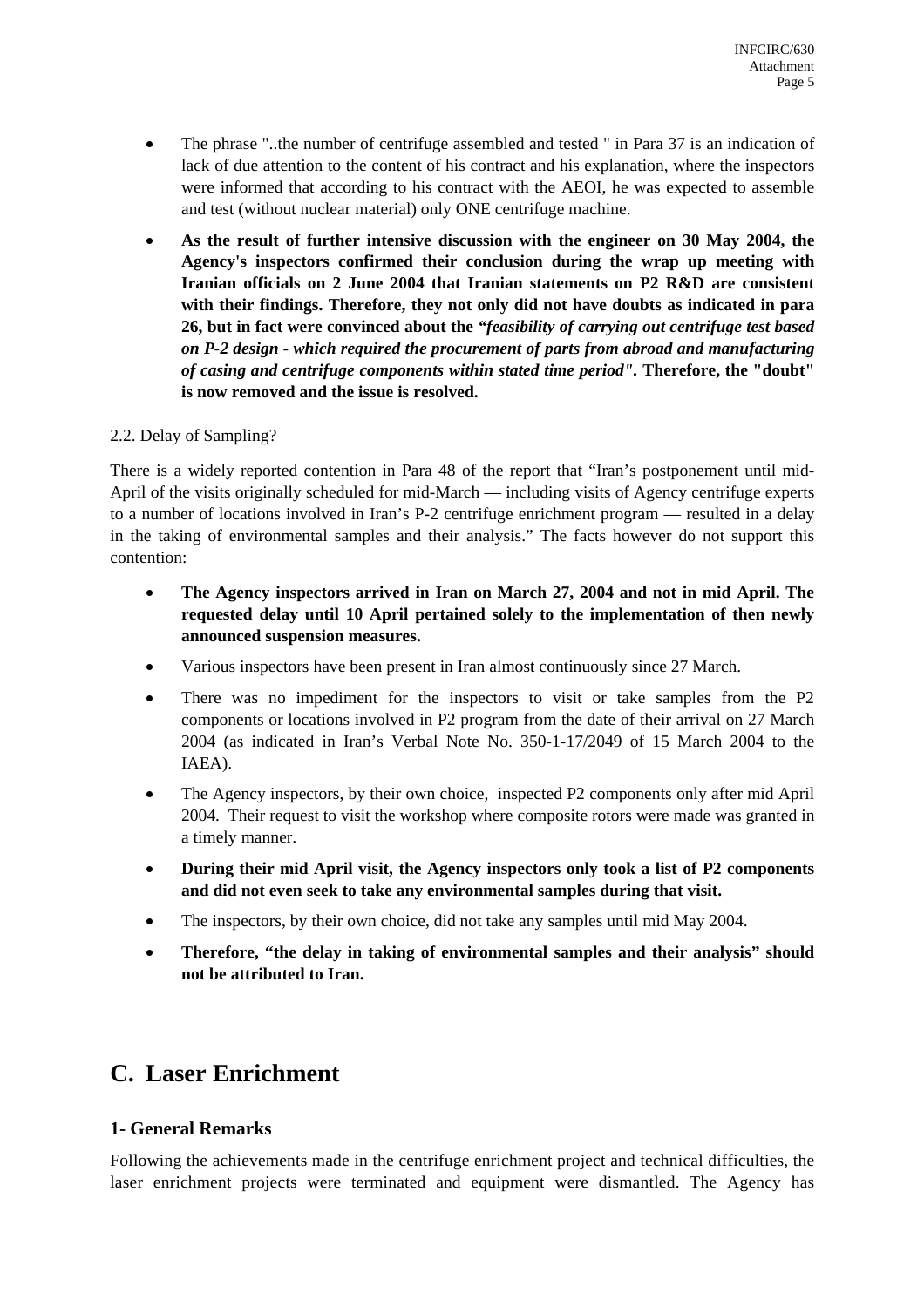- The phrase "..the number of centrifuge assembled and tested " in Para 37 is an indication of lack of due attention to the content of his contract and his explanation, where the inspectors were informed that according to his contract with the AEOI, he was expected to assemble and test (without nuclear material) only ONE centrifuge machine.
- **As the result of further intensive discussion with the engineer on 30 May 2004, the Agency's inspectors confirmed their conclusion during the wrap up meeting with Iranian officials on 2 June 2004 that Iranian statements on P2 R&D are consistent with their findings. Therefore, they not only did not have doubts as indicated in para 26, but in fact were convinced about the *"feasibility of carrying out centrifuge test based on P-2 design - which required the procurement of parts from abroad and manufacturing of casing and centrifuge components within stated time period"*. Therefore, the "doubt" is now removed and the issue is resolved.**

2.2. Delay of Sampling?

There is a widely reported contention in Para 48 of the report that "Iran's postponement until mid-April of the visits originally scheduled for mid-March — including visits of Agency centrifuge experts to a number of locations involved in Iran's P-2 centrifuge enrichment program — resulted in a delay in the taking of environmental samples and their analysis." The facts however do not support this contention:

- **The Agency inspectors arrived in Iran on March 27, 2004 and not in mid April. The requested delay until 10 April pertained solely to the implementation of then newly announced suspension measures.**
- Various inspectors have been present in Iran almost continuously since 27 March.
- There was no impediment for the inspectors to visit or take samples from the P2 components or locations involved in P2 program from the date of their arrival on 27 March 2004 (as indicated in Iran's Verbal Note No. 350-1-17/2049 of 15 March 2004 to the IAEA).
- The Agency inspectors, by their own choice, inspected P2 components only after mid April 2004. Their request to visit the workshop where composite rotors were made was granted in a timely manner.
- **During their mid April visit, the Agency inspectors only took a list of P2 components and did not even seek to take any environmental samples during that visit.**
- The inspectors, by their own choice, did not take any samples until mid May 2004.
- **Therefore, "the delay in taking of environmental samples and their analysis" should not be attributed to Iran.**

## C. Laser Enrichment

### 1- General Remarks

Following the achievements made in the centrifuge enrichment project and technical difficulties, the laser enrichment projects were terminated and equipment were dismantled. The Agency has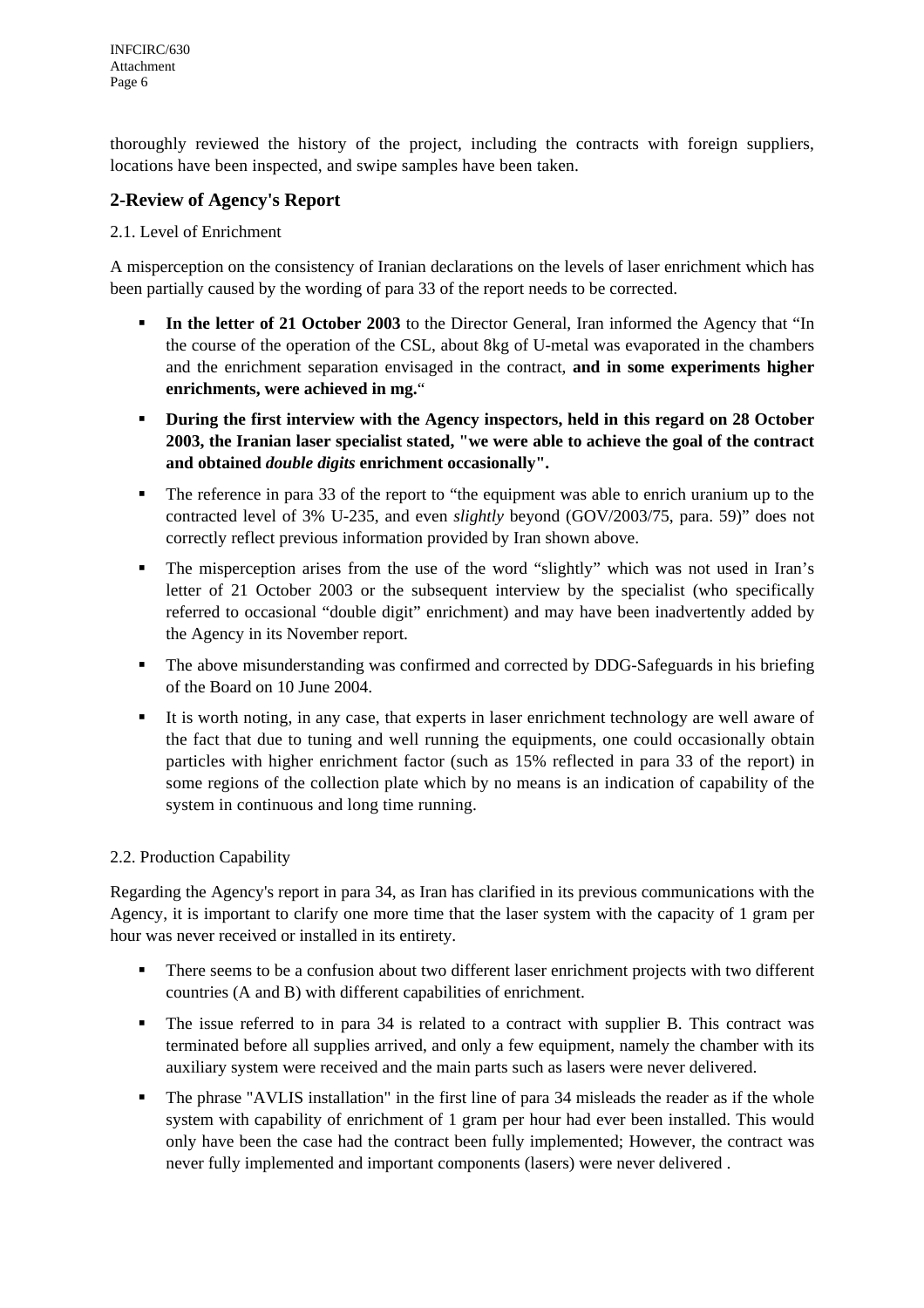thoroughly reviewed the history of the project, including the contracts with foreign suppliers, locations have been inspected, and swipe samples have been taken.

## 2-Review of Agency's Report

2.1. Level of Enrichment

A misperception on the consistency of Iranian declarations on the levels of laser enrichment which has been partially caused by the wording of para 33 of the report needs to be corrected.

- **In the letter of 21 October 2003** to the Director General, Iran informed the Agency that "In the course of the operation of the CSL, about 8kg of U-metal was evaporated in the chambers and the enrichment separation envisaged in the contract, **and in some experiments higher enrichments, were achieved in mg.**"
- **During the first interview with the Agency inspectors, held in this regard on 28 October 2003, the Iranian laser specialist stated, "we were able to achieve the goal of the contract and obtained *double digits* enrichment occasionally".**
- The reference in para 33 of the report to "the equipment was able to enrich uranium up to the contracted level of 3% U-235, and even *slightly* beyond (GOV/2003/75, para. 59)" does not correctly reflect previous information provided by Iran shown above.
- The misperception arises from the use of the word "slightly" which was not used in Iran's letter of 21 October 2003 or the subsequent interview by the specialist (who specifically referred to occasional "double digit" enrichment) and may have been inadvertently added by the Agency in its November report.
- The above misunderstanding was confirmed and corrected by DDG-Safeguards in his briefing of the Board on 10 June 2004.
- It is worth noting, in any case, that experts in laser enrichment technology are well aware of the fact that due to tuning and well running the equipments, one could occasionally obtain particles with higher enrichment factor (such as 15% reflected in para 33 of the report) in some regions of the collection plate which by no means is an indication of capability of the system in continuous and long time running.

2.2. Production Capability

Regarding the Agency's report in para 34, as Iran has clarified in its previous communications with the Agency, it is important to clarify one more time that the laser system with the capacity of 1 gram per hour was never received or installed in its entirety.

- There seems to be a confusion about two different laser enrichment projects with two different countries (A and B) with different capabilities of enrichment.
- The issue referred to in para 34 is related to a contract with supplier B. This contract was terminated before all supplies arrived, and only a few equipment, namely the chamber with its auxiliary system were received and the main parts such as lasers were never delivered.
- The phrase "AVLIS installation" in the first line of para 34 misleads the reader as if the whole system with capability of enrichment of 1 gram per hour had ever been installed. This would only have been the case had the contract been fully implemented; However, the contract was never fully implemented and important components (lasers) were never delivered .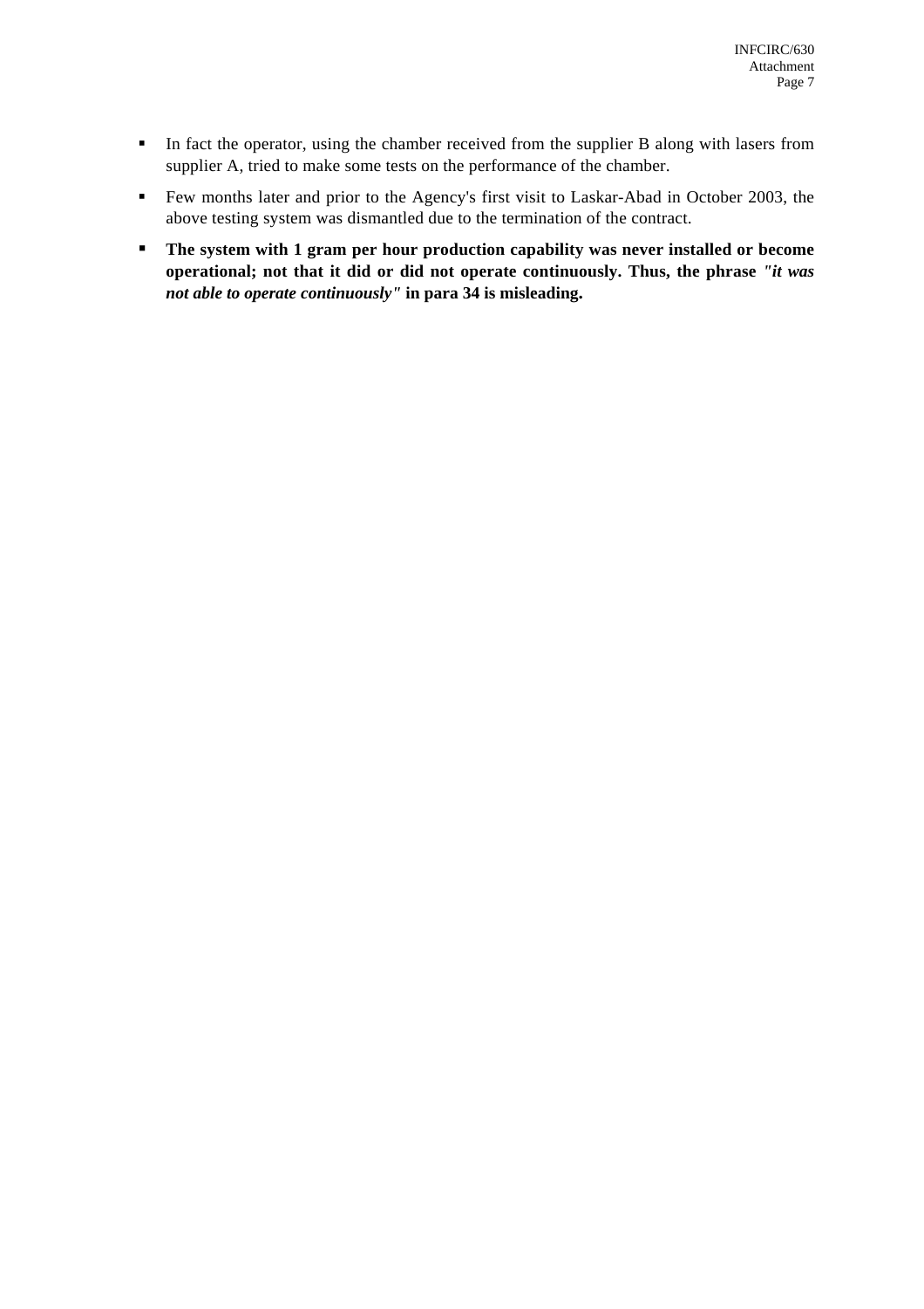- In fact the operator, using the chamber received from the supplier B along with lasers from supplier A, tried to make some tests on the performance of the chamber.
- Few months later and prior to the Agency's first visit to Laskar-Abad in October 2003, the above testing system was dismantled due to the termination of the contract.
- **The system with 1 gram per hour production capability was never installed or become operational; not that it did or did not operate continuously. Thus, the phrase *"it was not able to operate continuously"* in para 34 is misleading.**